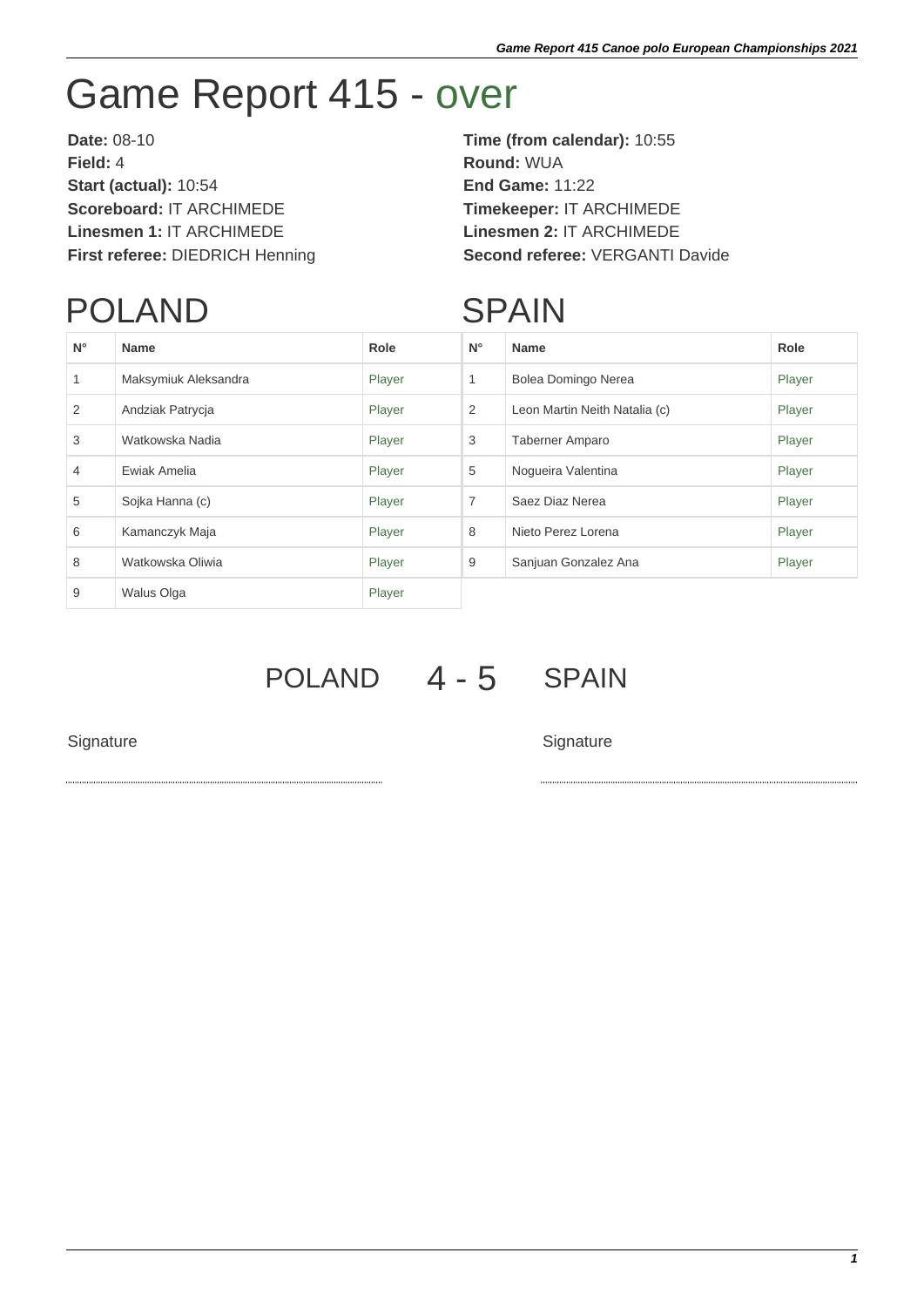# Game Report 415 - over

**Date:** 08-10
**Field:** 4
**Start (actual):** 10:54
**Scoreboard:** IT ARCHIMEDE
**Linesmen 1:** IT ARCHIMEDE
**First referee:** DIEDRICH Henning

**Time (from calendar):** 10:55
**Round:** WUA
**End Game:** 11:22
**Timekeeper:** IT ARCHIMEDE
**Linesmen 2:** IT ARCHIMEDE
**Second referee:** VERGANTI Davide

## POLAND

| N° | Name | Role |
|---|---|---|
| 1 | Maksymiuk Aleksandra | Player |
| 2 | Andziak Patrycja | Player |
| 3 | Watkowska Nadia | Player |
| 4 | Ewiak Amelia | Player |
| 5 | Sojka Hanna (c) | Player |
| 6 | Kamanczyk Maja | Player |
| 8 | Watkowska Oliwia | Player |
| 9 | Walus Olga | Player |

## SPAIN

| N° | Name | Role |
|---|---|---|
| 1 | Bolea Domingo Nerea | Player |
| 2 | Leon Martin Neith Natalia (c) | Player |
| 3 | Taberner Amparo | Player |
| 5 | Nogueira Valentina | Player |
| 7 | Saez Diaz Nerea | Player |
| 8 | Nieto Perez Lorena | Player |
| 9 | Sanjuan Gonzalez Ana | Player |

POLAND 4 - 5 SPAIN

Signature

Signature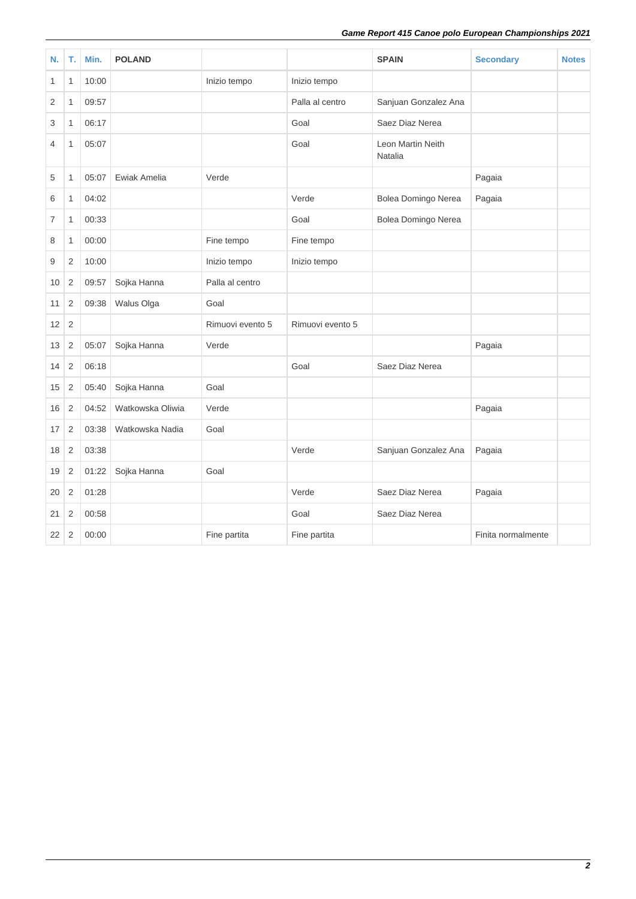| N. | T. | Min. | POLAND | | | SPAIN | Secondary | Notes |
|---|---|---|---|---|---|---|---|---|
| 1 | 1 | 10:00 | | Inizio tempo | Inizio tempo | | | |
| 2 | 1 | 09:57 | | | Palla al centro | Sanjuan Gonzalez Ana | | |
| 3 | 1 | 06:17 | | | Goal | Saez Diaz Nerea | | |
| 4 | 1 | 05:07 | | | Goal | Leon Martin Neith Natalia | | |
| 5 | 1 | 05:07 | Ewiak Amelia | Verde | | | Pagaia | |
| 6 | 1 | 04:02 | | | Verde | Bolea Domingo Nerea | Pagaia | |
| 7 | 1 | 00:33 | | | Goal | Bolea Domingo Nerea | | |
| 8 | 1 | 00:00 | | Fine tempo | Fine tempo | | | |
| 9 | 2 | 10:00 | | Inizio tempo | Inizio tempo | | | |
| 10 | 2 | 09:57 | Sojka Hanna | Palla al centro | | | | |
| 11 | 2 | 09:38 | Walus Olga | Goal | | | | |
| 12 | 2 | | | Rimuovi evento 5 | Rimuovi evento 5 | | | |
| 13 | 2 | 05:07 | Sojka Hanna | Verde | | | Pagaia | |
| 14 | 2 | 06:18 | | | Goal | Saez Diaz Nerea | | |
| 15 | 2 | 05:40 | Sojka Hanna | Goal | | | | |
| 16 | 2 | 04:52 | Watkowska Oliwia | Verde | | | Pagaia | |
| 17 | 2 | 03:38 | Watkowska Nadia | Goal | | | | |
| 18 | 2 | 03:38 | | | Verde | Sanjuan Gonzalez Ana | Pagaia | |
| 19 | 2 | 01:22 | Sojka Hanna | Goal | | | | |
| 20 | 2 | 01:28 | | | Verde | Saez Diaz Nerea | Pagaia | |
| 21 | 2 | 00:58 | | | Goal | Saez Diaz Nerea | | |
| 22 | 2 | 00:00 | | Fine partita | Fine partita | | Finita normalmente | |